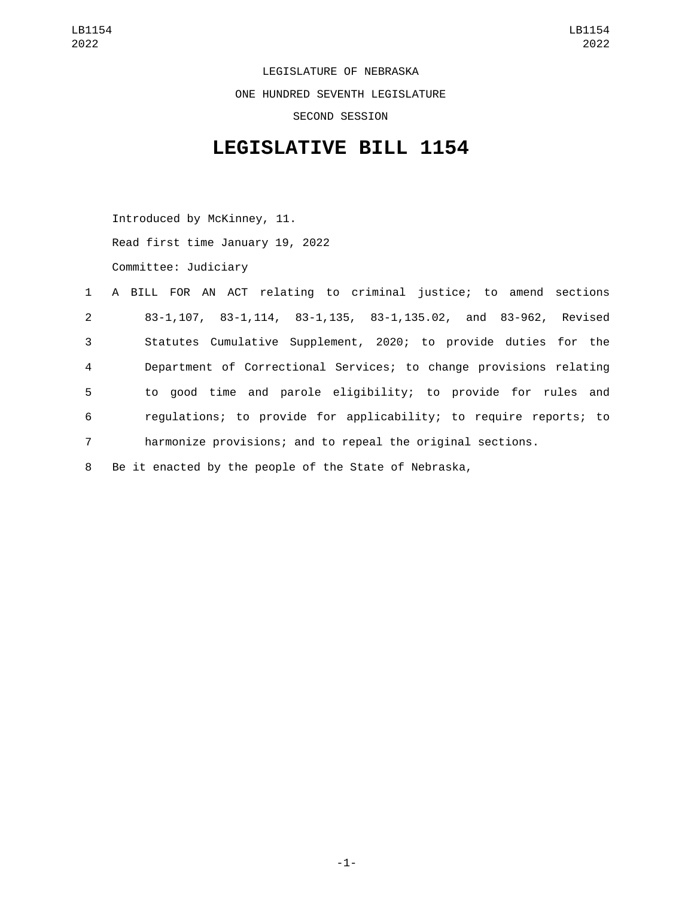LEGISLATURE OF NEBRASKA

ONE HUNDRED SEVENTH LEGISLATURE

SECOND SESSION

# LEGISLATIVE BILL 1154

Introduced by McKinney, 11.

Read first time January 19, 2022

Committee: Judiciary

1 A BILL FOR AN ACT relating to criminal justice; to amend sections
2 83-1,107, 83-1,114, 83-1,135, 83-1,135.02, and 83-962, Revised
3 Statutes Cumulative Supplement, 2020; to provide duties for the
4 Department of Correctional Services; to change provisions relating
5 to good time and parole eligibility; to provide for rules and
6 regulations; to provide for applicability; to require reports; to
7 harmonize provisions; and to repeal the original sections.

8 Be it enacted by the people of the State of Nebraska,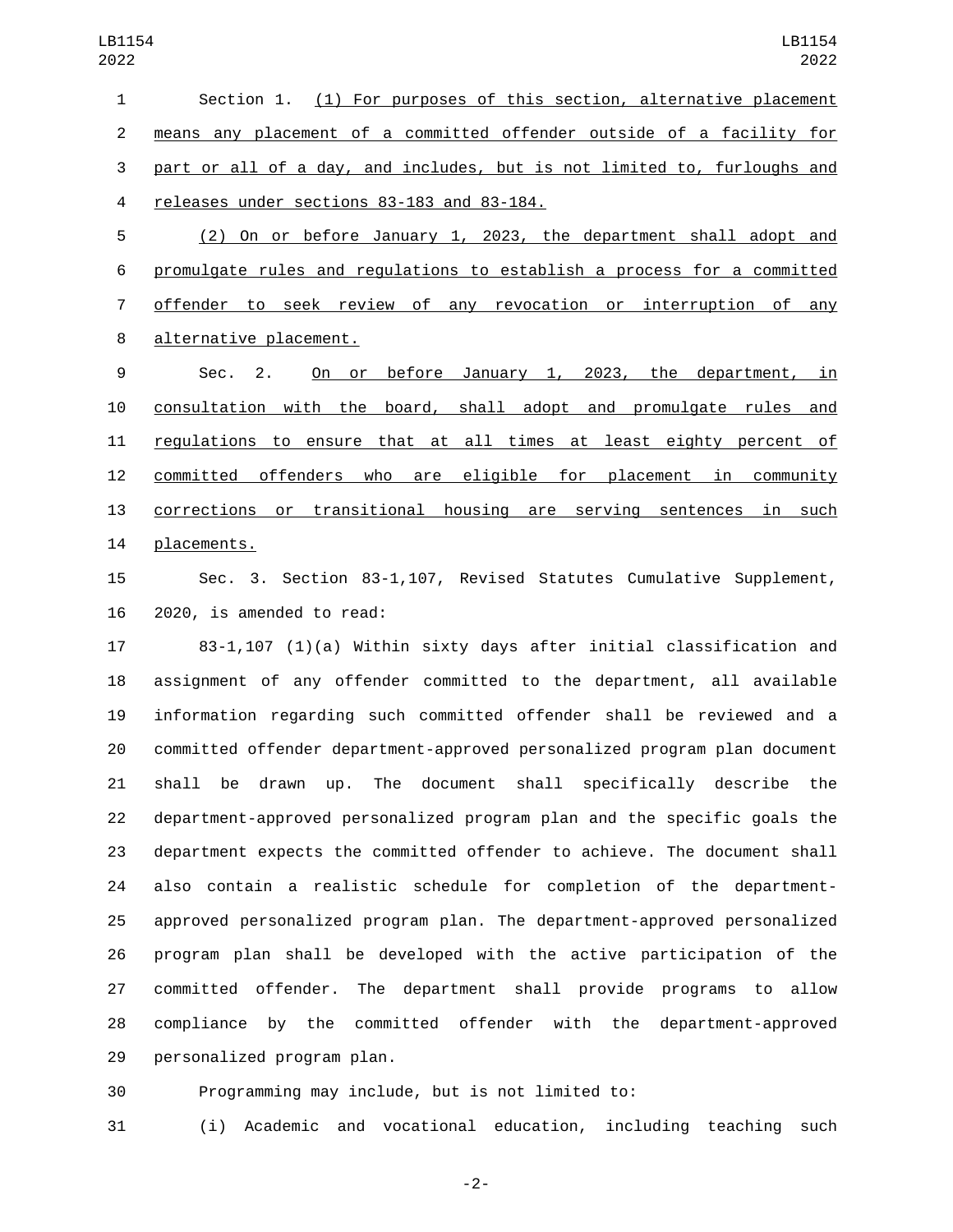Section 1. (1) For purposes of this section, alternative placement means any placement of a committed offender outside of a facility for part or all of a day, and includes, but is not limited to, furloughs and releases under sections 83-183 and 83-184.

(2) On or before January 1, 2023, the department shall adopt and promulgate rules and regulations to establish a process for a committed offender to seek review of any revocation or interruption of any alternative placement.

Sec. 2. On or before January 1, 2023, the department, in consultation with the board, shall adopt and promulgate rules and regulations to ensure that at all times at least eighty percent of committed offenders who are eligible for placement in community corrections or transitional housing are serving sentences in such placements.

Sec. 3. Section 83-1,107, Revised Statutes Cumulative Supplement, 2020, is amended to read:

83-1,107 (1)(a) Within sixty days after initial classification and assignment of any offender committed to the department, all available information regarding such committed offender shall be reviewed and a committed offender department-approved personalized program plan document shall be drawn up. The document shall specifically describe the department-approved personalized program plan and the specific goals the department expects the committed offender to achieve. The document shall also contain a realistic schedule for completion of the department-approved personalized program plan. The department-approved personalized program plan shall be developed with the active participation of the committed offender. The department shall provide programs to allow compliance by the committed offender with the department-approved personalized program plan.

Programming may include, but is not limited to:

(i) Academic and vocational education, including teaching such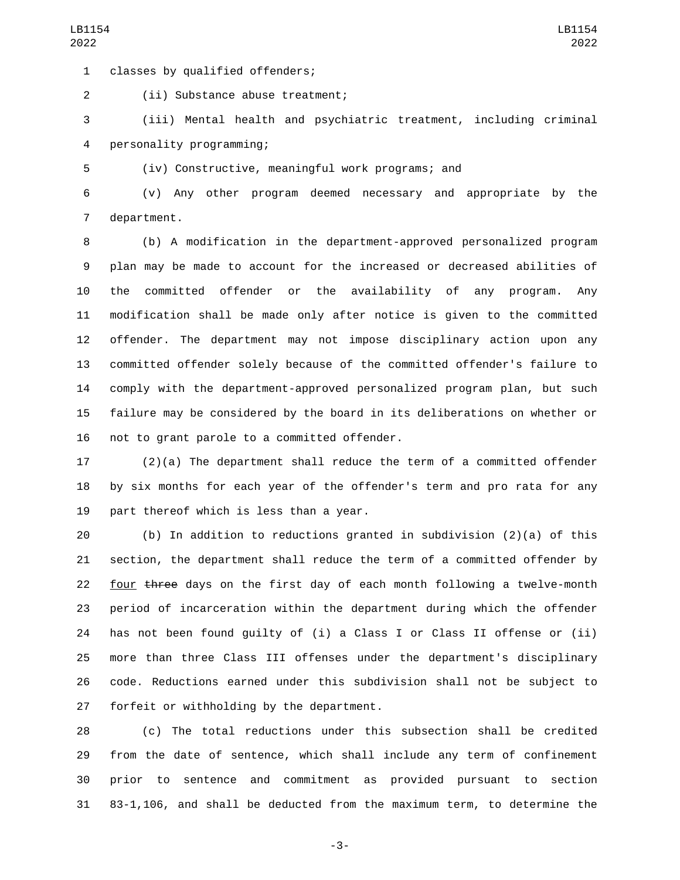classes by qualified offenders;

(ii) Substance abuse treatment;

(iii) Mental health and psychiatric treatment, including criminal personality programming;

(iv) Constructive, meaningful work programs; and

(v) Any other program deemed necessary and appropriate by the department.

(b) A modification in the department-approved personalized program plan may be made to account for the increased or decreased abilities of the committed offender or the availability of any program. Any modification shall be made only after notice is given to the committed offender. The department may not impose disciplinary action upon any committed offender solely because of the committed offender's failure to comply with the department-approved personalized program plan, but such failure may be considered by the board in its deliberations on whether or not to grant parole to a committed offender.

(2)(a) The department shall reduce the term of a committed offender by six months for each year of the offender's term and pro rata for any part thereof which is less than a year.

(b) In addition to reductions granted in subdivision (2)(a) of this section, the department shall reduce the term of a committed offender by <u>four</u> ~~three~~ days on the first day of each month following a twelve-month period of incarceration within the department during which the offender has not been found guilty of (i) a Class I or Class II offense or (ii) more than three Class III offenses under the department's disciplinary code. Reductions earned under this subdivision shall not be subject to forfeit or withholding by the department.

(c) The total reductions under this subsection shall be credited from the date of sentence, which shall include any term of confinement prior to sentence and commitment as provided pursuant to section 83-1,106, and shall be deducted from the maximum term, to determine the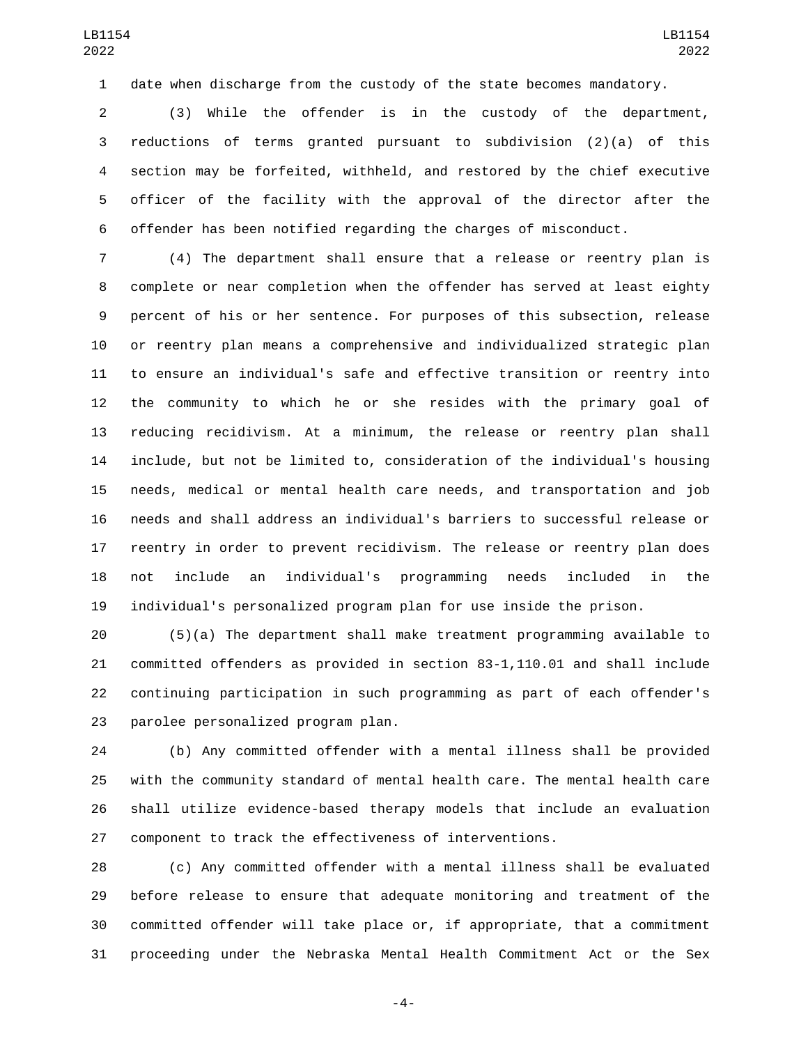date when discharge from the custody of the state becomes mandatory.

(3) While the offender is in the custody of the department, reductions of terms granted pursuant to subdivision (2)(a) of this section may be forfeited, withheld, and restored by the chief executive officer of the facility with the approval of the director after the offender has been notified regarding the charges of misconduct.

(4) The department shall ensure that a release or reentry plan is complete or near completion when the offender has served at least eighty percent of his or her sentence. For purposes of this subsection, release or reentry plan means a comprehensive and individualized strategic plan to ensure an individual's safe and effective transition or reentry into the community to which he or she resides with the primary goal of reducing recidivism. At a minimum, the release or reentry plan shall include, but not be limited to, consideration of the individual's housing needs, medical or mental health care needs, and transportation and job needs and shall address an individual's barriers to successful release or reentry in order to prevent recidivism. The release or reentry plan does not include an individual's programming needs included in the individual's personalized program plan for use inside the prison.

(5)(a) The department shall make treatment programming available to committed offenders as provided in section 83-1,110.01 and shall include continuing participation in such programming as part of each offender's parolee personalized program plan.

(b) Any committed offender with a mental illness shall be provided with the community standard of mental health care. The mental health care shall utilize evidence-based therapy models that include an evaluation component to track the effectiveness of interventions.

(c) Any committed offender with a mental illness shall be evaluated before release to ensure that adequate monitoring and treatment of the committed offender will take place or, if appropriate, that a commitment proceeding under the Nebraska Mental Health Commitment Act or the Sex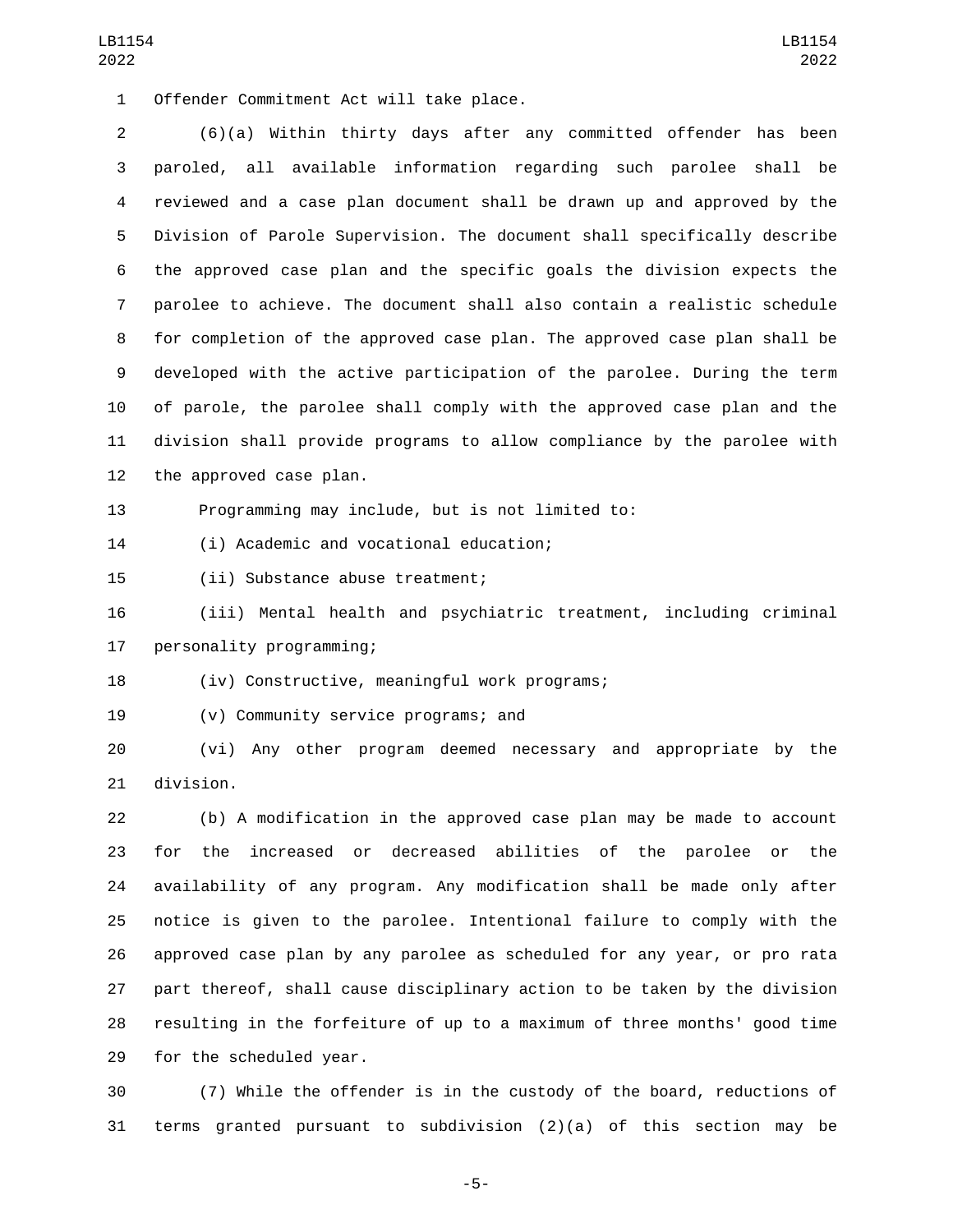Offender Commitment Act will take place.

(6)(a) Within thirty days after any committed offender has been paroled, all available information regarding such parolee shall be reviewed and a case plan document shall be drawn up and approved by the Division of Parole Supervision. The document shall specifically describe the approved case plan and the specific goals the division expects the parolee to achieve. The document shall also contain a realistic schedule for completion of the approved case plan. The approved case plan shall be developed with the active participation of the parolee. During the term of parole, the parolee shall comply with the approved case plan and the division shall provide programs to allow compliance by the parolee with the approved case plan.

Programming may include, but is not limited to:

(i) Academic and vocational education;

(ii) Substance abuse treatment;

(iii) Mental health and psychiatric treatment, including criminal personality programming;

(iv) Constructive, meaningful work programs;

(v) Community service programs; and

(vi) Any other program deemed necessary and appropriate by the division.

(b) A modification in the approved case plan may be made to account for the increased or decreased abilities of the parolee or the availability of any program. Any modification shall be made only after notice is given to the parolee. Intentional failure to comply with the approved case plan by any parolee as scheduled for any year, or pro rata part thereof, shall cause disciplinary action to be taken by the division resulting in the forfeiture of up to a maximum of three months' good time for the scheduled year.

(7) While the offender is in the custody of the board, reductions of terms granted pursuant to subdivision (2)(a) of this section may be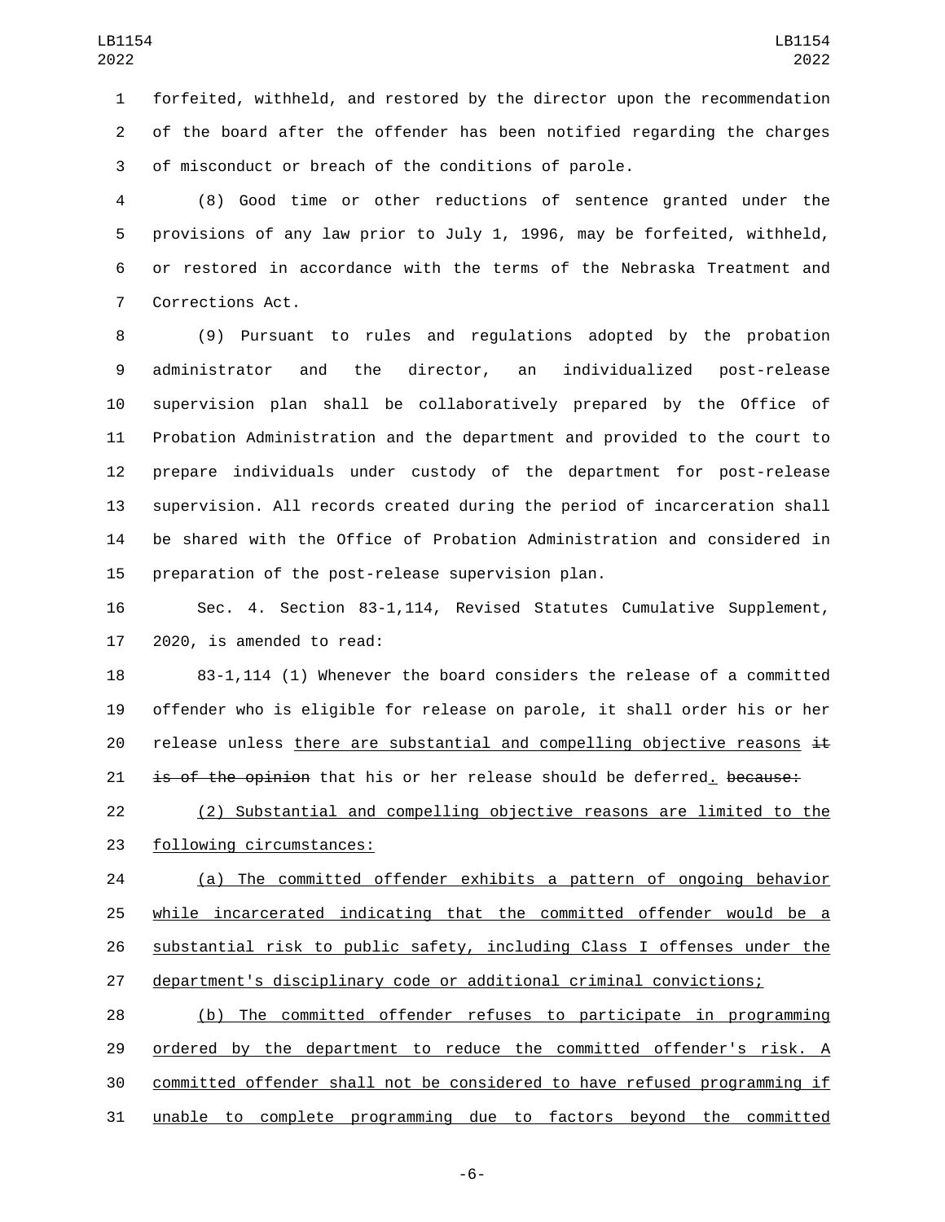forfeited, withheld, and restored by the director upon the recommendation of the board after the offender has been notified regarding the charges of misconduct or breach of the conditions of parole.

(8) Good time or other reductions of sentence granted under the provisions of any law prior to July 1, 1996, may be forfeited, withheld, or restored in accordance with the terms of the Nebraska Treatment and Corrections Act.

(9) Pursuant to rules and regulations adopted by the probation administrator and the director, an individualized post-release supervision plan shall be collaboratively prepared by the Office of Probation Administration and the department and provided to the court to prepare individuals under custody of the department for post-release supervision. All records created during the period of incarceration shall be shared with the Office of Probation Administration and considered in preparation of the post-release supervision plan.

Sec. 4. Section 83-1,114, Revised Statutes Cumulative Supplement, 2020, is amended to read:

83-1,114 (1) Whenever the board considers the release of a committed offender who is eligible for release on parole, it shall order his or her release unless there are substantial and compelling objective reasons ~~it is of the opinion~~ that his or her release should be deferred. ~~because:~~

(2) Substantial and compelling objective reasons are limited to the following circumstances:

(a) The committed offender exhibits a pattern of ongoing behavior while incarcerated indicating that the committed offender would be a substantial risk to public safety, including Class I offenses under the department's disciplinary code or additional criminal convictions;

(b) The committed offender refuses to participate in programming ordered by the department to reduce the committed offender's risk. A committed offender shall not be considered to have refused programming if unable to complete programming due to factors beyond the committed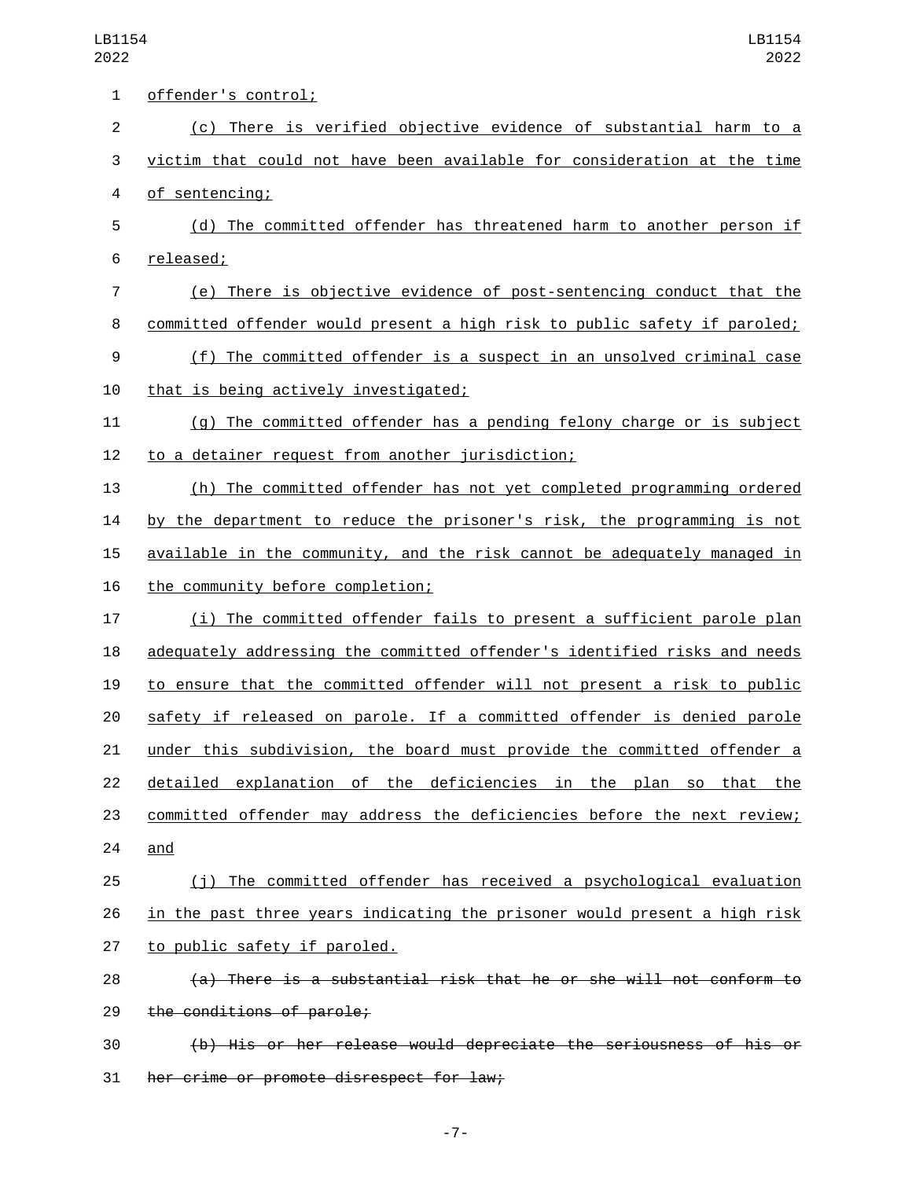offender's control;

(c) There is verified objective evidence of substantial harm to a victim that could not have been available for consideration at the time of sentencing;

(d) The committed offender has threatened harm to another person if released;

(e) There is objective evidence of post-sentencing conduct that the committed offender would present a high risk to public safety if paroled;

(f) The committed offender is a suspect in an unsolved criminal case that is being actively investigated;

(g) The committed offender has a pending felony charge or is subject to a detainer request from another jurisdiction;

(h) The committed offender has not yet completed programming ordered by the department to reduce the prisoner's risk, the programming is not available in the community, and the risk cannot be adequately managed in the community before completion;

(i) The committed offender fails to present a sufficient parole plan adequately addressing the committed offender's identified risks and needs to ensure that the committed offender will not present a risk to public safety if released on parole. If a committed offender is denied parole under this subdivision, the board must provide the committed offender a detailed explanation of the deficiencies in the plan so that the committed offender may address the deficiencies before the next review; and

(j) The committed offender has received a psychological evaluation in the past three years indicating the prisoner would present a high risk to public safety if paroled.

~~(a) There is a substantial risk that he or she will not conform to the conditions of parole;~~

~~(b) His or her release would depreciate the seriousness of his or her crime or promote disrespect for law;~~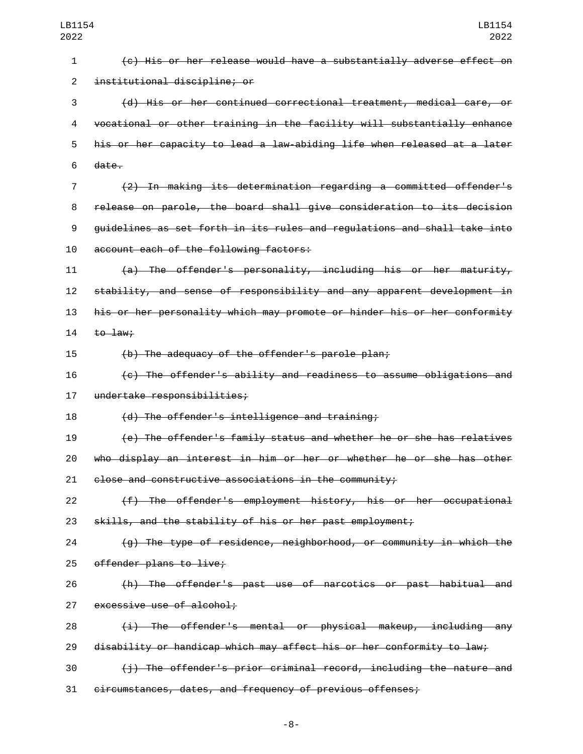~~(c) His or her release would have a substantially adverse effect on institutional discipline; or~~

~~(d) His or her continued correctional treatment, medical care, or vocational or other training in the facility will substantially enhance his or her capacity to lead a law-abiding life when released at a later date.~~

~~(2) In making its determination regarding a committed offender's release on parole, the board shall give consideration to its decision guidelines as set forth in its rules and regulations and shall take into account each of the following factors:~~

~~(a) The offender's personality, including his or her maturity, stability, and sense of responsibility and any apparent development in his or her personality which may promote or hinder his or her conformity to law;~~

~~(b) The adequacy of the offender's parole plan;~~

~~(c) The offender's ability and readiness to assume obligations and undertake responsibilities;~~

~~(d) The offender's intelligence and training;~~

~~(e) The offender's family status and whether he or she has relatives who display an interest in him or her or whether he or she has other close and constructive associations in the community;~~

~~(f) The offender's employment history, his or her occupational skills, and the stability of his or her past employment;~~

~~(g) The type of residence, neighborhood, or community in which the offender plans to live;~~

~~(h) The offender's past use of narcotics or past habitual and excessive use of alcohol;~~

~~(i) The offender's mental or physical makeup, including any disability or handicap which may affect his or her conformity to law;~~

~~(j) The offender's prior criminal record, including the nature and circumstances, dates, and frequency of previous offenses;~~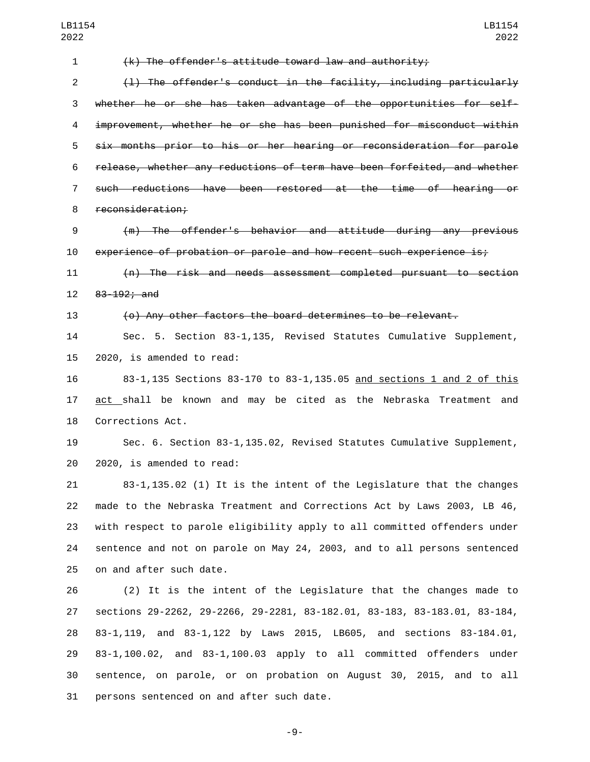~~(k) The offender's attitude toward law and authority;~~

~~(l) The offender's conduct in the facility, including particularly whether he or she has taken advantage of the opportunities for self-improvement, whether he or she has been punished for misconduct within six months prior to his or her hearing or reconsideration for parole release, whether any reductions of term have been forfeited, and whether such reductions have been restored at the time of hearing or reconsideration;~~

~~(m) The offender's behavior and attitude during any previous experience of probation or parole and how recent such experience is;~~

~~(n) The risk and needs assessment completed pursuant to section 83-192; and~~

~~(o) Any other factors the board determines to be relevant.~~

Sec. 5. Section 83-1,135, Revised Statutes Cumulative Supplement, 2020, is amended to read:

83-1,135 Sections 83-170 to 83-1,135.05 <u>and sections 1 and 2 of this act</u> shall be known and may be cited as the Nebraska Treatment and Corrections Act.

Sec. 6. Section 83-1,135.02, Revised Statutes Cumulative Supplement, 2020, is amended to read:

83-1,135.02 (1) It is the intent of the Legislature that the changes made to the Nebraska Treatment and Corrections Act by Laws 2003, LB 46, with respect to parole eligibility apply to all committed offenders under sentence and not on parole on May 24, 2003, and to all persons sentenced on and after such date.

(2) It is the intent of the Legislature that the changes made to sections 29-2262, 29-2266, 29-2281, 83-182.01, 83-183, 83-183.01, 83-184, 83-1,119, and 83-1,122 by Laws 2015, LB605, and sections 83-184.01, 83-1,100.02, and 83-1,100.03 apply to all committed offenders under sentence, on parole, or on probation on August 30, 2015, and to all persons sentenced on and after such date.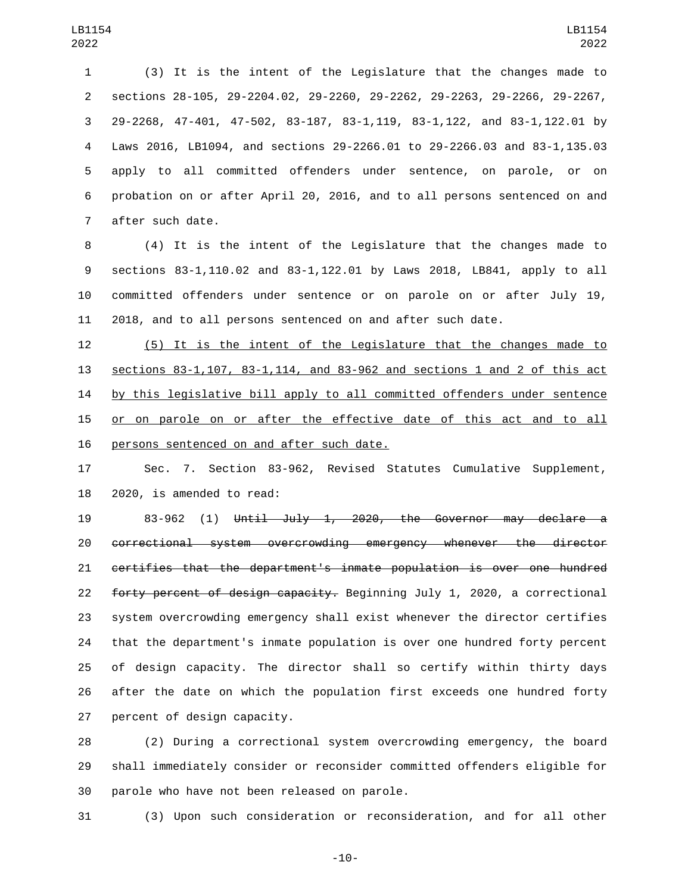(3) It is the intent of the Legislature that the changes made to sections 28-105, 29-2204.02, 29-2260, 29-2262, 29-2263, 29-2266, 29-2267, 29-2268, 47-401, 47-502, 83-187, 83-1,119, 83-1,122, and 83-1,122.01 by Laws 2016, LB1094, and sections 29-2266.01 to 29-2266.03 and 83-1,135.03 apply to all committed offenders under sentence, on parole, or on probation on or after April 20, 2016, and to all persons sentenced on and after such date.

(4) It is the intent of the Legislature that the changes made to sections 83-1,110.02 and 83-1,122.01 by Laws 2018, LB841, apply to all committed offenders under sentence or on parole on or after July 19, 2018, and to all persons sentenced on and after such date.

<u>(5) It is the intent of the Legislature that the changes made to sections 83-1,107, 83-1,114, and 83-962 and sections 1 and 2 of this act by this legislative bill apply to all committed offenders under sentence or on parole on or after the effective date of this act and to all persons sentenced on and after such date.</u>

Sec. 7. Section 83-962, Revised Statutes Cumulative Supplement, 2020, is amended to read:

83-962 (1) ~~Until July 1, 2020, the Governor may declare a correctional system overcrowding emergency whenever the director certifies that the department's inmate population is over one hundred forty percent of design capacity.~~ Beginning July 1, 2020, a correctional system overcrowding emergency shall exist whenever the director certifies that the department's inmate population is over one hundred forty percent of design capacity. The director shall so certify within thirty days after the date on which the population first exceeds one hundred forty percent of design capacity.

(2) During a correctional system overcrowding emergency, the board shall immediately consider or reconsider committed offenders eligible for parole who have not been released on parole.

(3) Upon such consideration or reconsideration, and for all other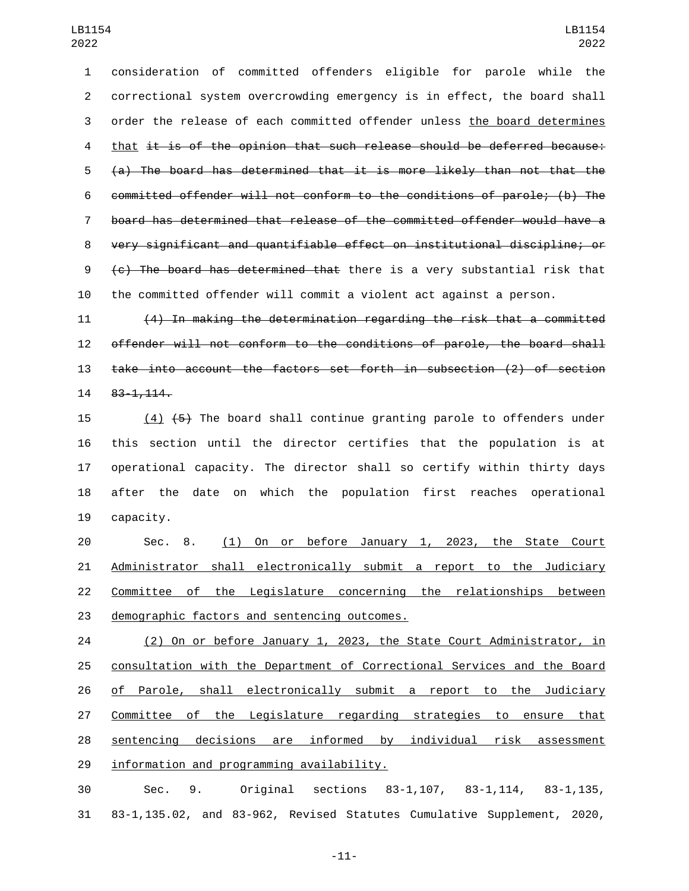consideration of committed offenders eligible for parole while the correctional system overcrowding emergency is in effect, the board shall order the release of each committed offender unless <u>the board determines that</u> ~~it is of the opinion that such release should be deferred because: (a) The board has determined that it is more likely than not that the committed offender will not conform to the conditions of parole; (b) The board has determined that release of the committed offender would have a very significant and quantifiable effect on institutional discipline; or (c) The board has determined that~~ there is a very substantial risk that the committed offender will commit a violent act against a person.

~~(4) In making the determination regarding the risk that a committed offender will not conform to the conditions of parole, the board shall take into account the factors set forth in subsection (2) of section 83-1,114.~~

<u>(4)</u> ~~(5)~~ The board shall continue granting parole to offenders under this section until the director certifies that the population is at operational capacity. The director shall so certify within thirty days after the date on which the population first reaches operational capacity.

Sec. 8. <u>(1) On or before January 1, 2023, the State Court Administrator shall electronically submit a report to the Judiciary Committee of the Legislature concerning the relationships between demographic factors and sentencing outcomes.</u>

<u>(2) On or before January 1, 2023, the State Court Administrator, in consultation with the Department of Correctional Services and the Board of Parole, shall electronically submit a report to the Judiciary Committee of the Legislature regarding strategies to ensure that sentencing decisions are informed by individual risk assessment information and programming availability.</u>

Sec. 9. Original sections 83-1,107, 83-1,114, 83-1,135, 83-1,135.02, and 83-962, Revised Statutes Cumulative Supplement, 2020,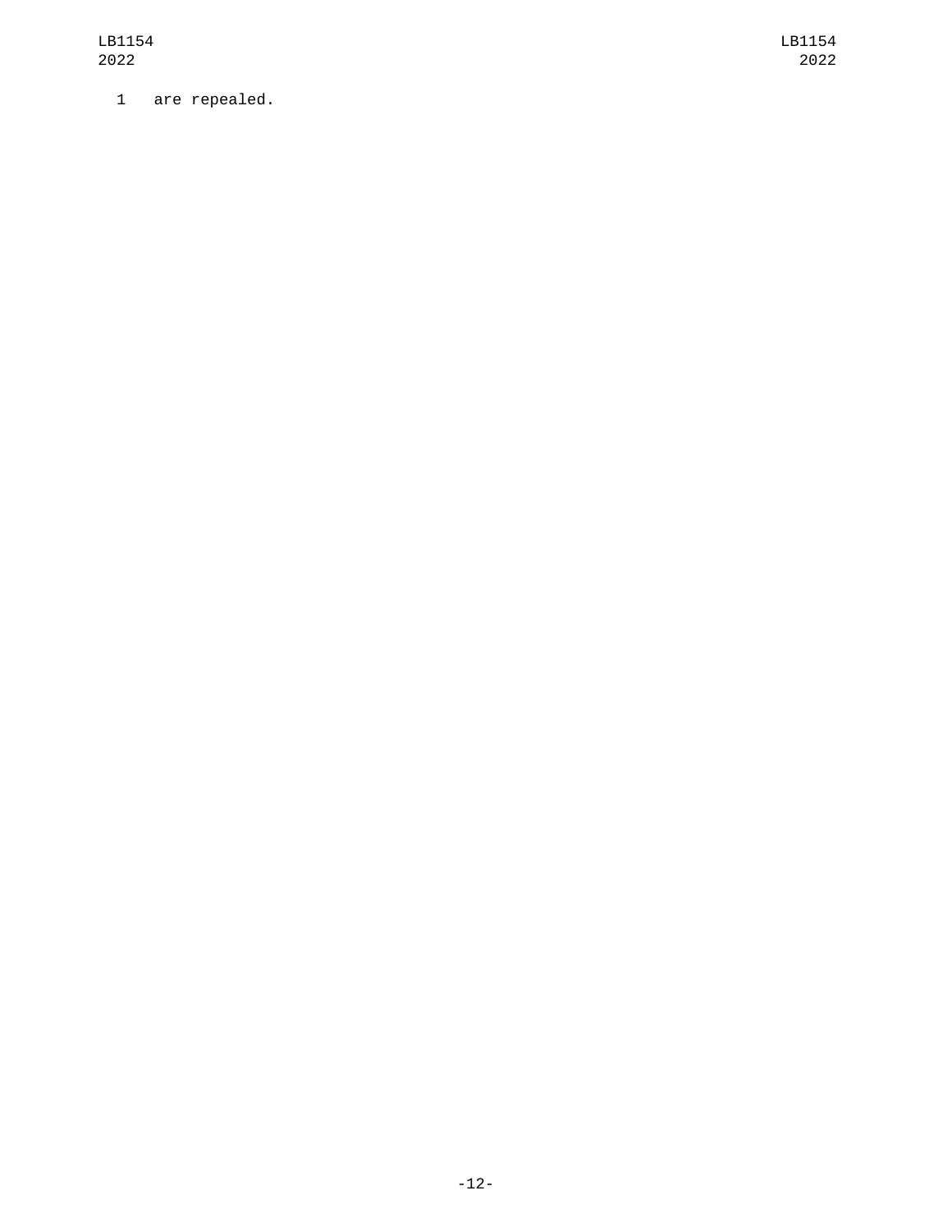are repealed.